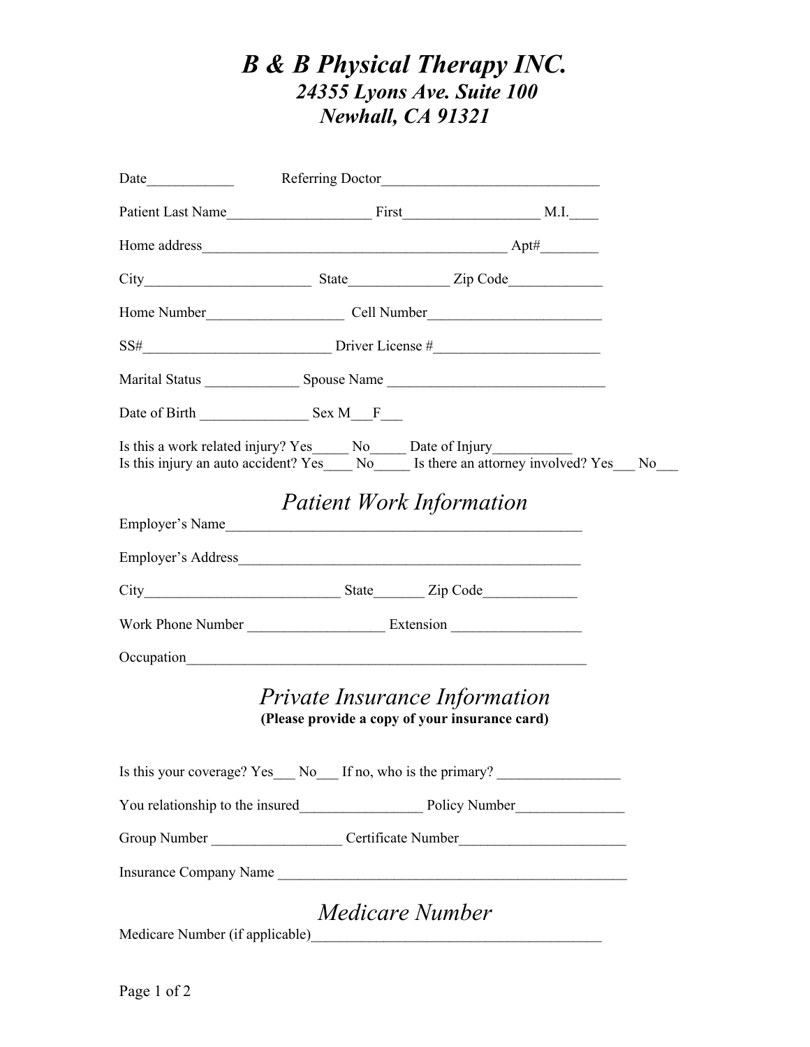# *B & B Physical Therapy INC.*

***24355 Lyons Ave. Suite 100***

***Newhall, CA 91321***

Date____________ Referring Doctor______________________________

Patient Last Name___________________ First__________________ M.I.____

Home address__________________________________________ Apt#________

City_______________________ State______________ Zip Code_____________

Home Number__________________ Cell Number________________________

SS#_________________________ Driver License #_______________________

Marital Status _____________ Spouse Name ______________________________

Date of Birth _______________ Sex M___F___

Is this a work related injury? Yes_____ No_____ Date of Injury___________

Is this injury an auto accident? Yes____ No_____ Is there an attorney involved? Yes___ No___

## *Patient Work Information*

Employer's Name__________________________________________________

Employer's Address________________________________________________

City___________________________ State_______ Zip Code_____________

Work Phone Number __________________ Extension _________________

Occupation_________________________________________________________

## *Private Insurance Information*

**(Please provide a copy of your insurance card)**

Is this your coverage? Yes___ No___ If no, who is the primary? ________________

You relationship to the insured________________ Policy Number_______________

Group Number _________________ Certificate Number______________________

Insurance Company Name _______________________________________________

## *Medicare Number*

Medicare Number (if applicable)________________________________________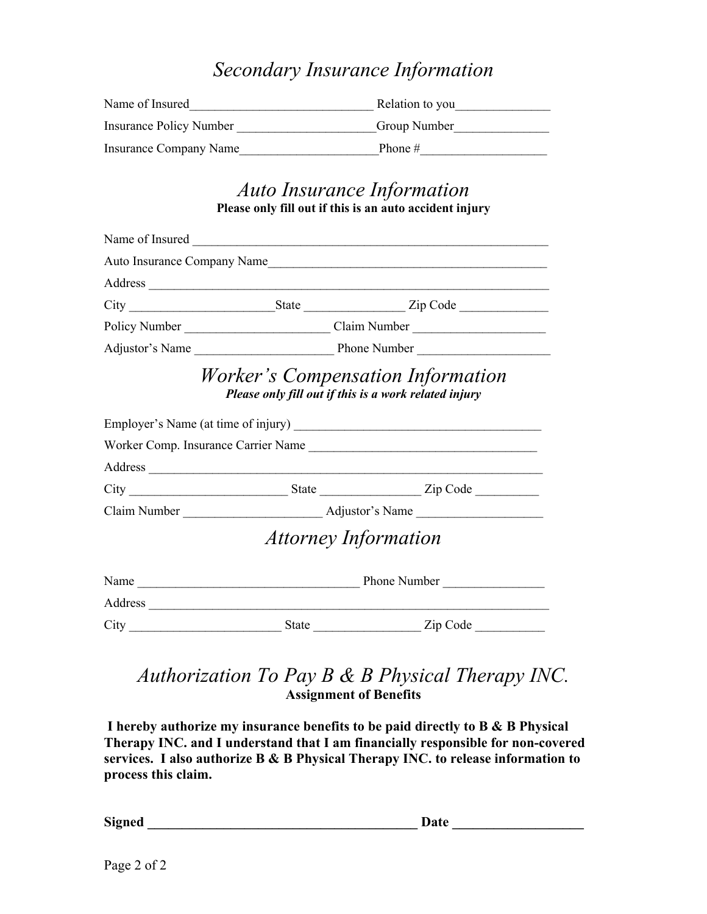## *Secondary Insurance Information*

Name of Insured_____________________________ Relation to you_______________

Insurance Policy Number ______________________Group Number_______________

Insurance Company Name______________________Phone #____________________

## *Auto Insurance Information*

**Please only fill out if this is an auto accident injury**

Name of Insured ________________________________________________________

Auto Insurance Company Name____________________________________________

Address _______________________________________________________________

City ______________________State _______________ Zip Code ______________

Policy Number ______________________ Claim Number ____________________

Adjustor's Name _____________________ Phone Number ____________________

## *Worker's Compensation Information*

***Please only fill out if this is a work related injury***

Employer's Name (at time of injury) ______________________________________

Worker Comp. Insurance Carrier Name ____________________________________

Address _____________________________________________________________

City ________________________ State _______________ Zip Code __________

Claim Number _____________________ Adjustor's Name ___________________

## *Attorney Information*

Name __________________________________ Phone Number ________________

Address _______________________________________________________________

City ________________________ State ________________ Zip Code ___________

## *Authorization To Pay B & B Physical Therapy INC.*

**Assignment of Benefits**

**I hereby authorize my insurance benefits to be paid directly to B & B Physical Therapy INC. and I understand that I am financially responsible for non-covered services. I also authorize B & B Physical Therapy INC. to release information to process this claim.**

**Signed _______________________________________ Date ___________________**